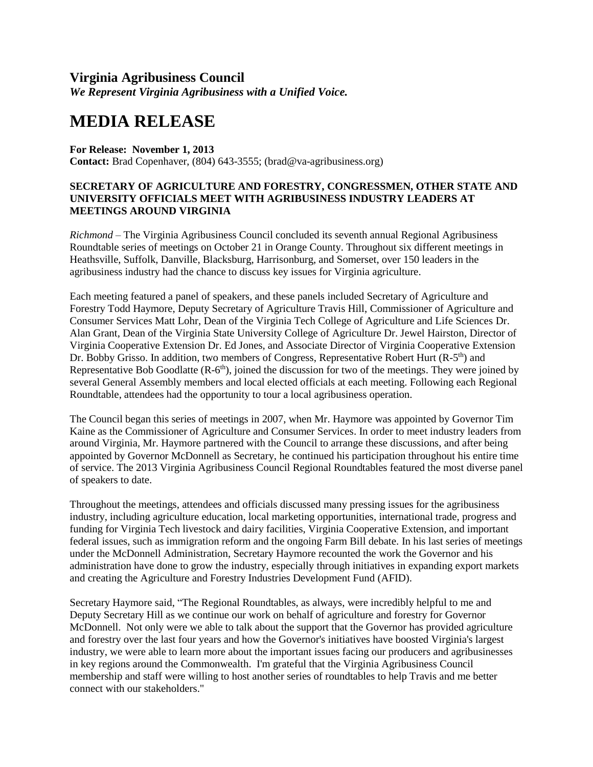## Virginia Agribusiness Council

***We Represent Virginia Agribusiness with a Unified Voice.***

# MEDIA RELEASE

**For Release: November 1, 2013**
**Contact:** Brad Copenhaver, (804) 643-3555; (brad@va-agribusiness.org)

**SECRETARY OF AGRICULTURE AND FORESTRY, CONGRESSMEN, OTHER STATE AND UNIVERSITY OFFICIALS MEET WITH AGRIBUSINESS INDUSTRY LEADERS AT MEETINGS AROUND VIRGINIA**

*Richmond* – The Virginia Agribusiness Council concluded its seventh annual Regional Agribusiness Roundtable series of meetings on October 21 in Orange County. Throughout six different meetings in Heathsville, Suffolk, Danville, Blacksburg, Harrisonburg, and Somerset, over 150 leaders in the agribusiness industry had the chance to discuss key issues for Virginia agriculture.

Each meeting featured a panel of speakers, and these panels included Secretary of Agriculture and Forestry Todd Haymore, Deputy Secretary of Agriculture Travis Hill, Commissioner of Agriculture and Consumer Services Matt Lohr, Dean of the Virginia Tech College of Agriculture and Life Sciences Dr. Alan Grant, Dean of the Virginia State University College of Agriculture Dr. Jewel Hairston, Director of Virginia Cooperative Extension Dr. Ed Jones, and Associate Director of Virginia Cooperative Extension Dr. Bobby Grisso. In addition, two members of Congress, Representative Robert Hurt (R-5th) and Representative Bob Goodlatte (R-6th), joined the discussion for two of the meetings. They were joined by several General Assembly members and local elected officials at each meeting. Following each Regional Roundtable, attendees had the opportunity to tour a local agribusiness operation.

The Council began this series of meetings in 2007, when Mr. Haymore was appointed by Governor Tim Kaine as the Commissioner of Agriculture and Consumer Services. In order to meet industry leaders from around Virginia, Mr. Haymore partnered with the Council to arrange these discussions, and after being appointed by Governor McDonnell as Secretary, he continued his participation throughout his entire time of service. The 2013 Virginia Agribusiness Council Regional Roundtables featured the most diverse panel of speakers to date.

Throughout the meetings, attendees and officials discussed many pressing issues for the agribusiness industry, including agriculture education, local marketing opportunities, international trade, progress and funding for Virginia Tech livestock and dairy facilities, Virginia Cooperative Extension, and important federal issues, such as immigration reform and the ongoing Farm Bill debate. In his last series of meetings under the McDonnell Administration, Secretary Haymore recounted the work the Governor and his administration have done to grow the industry, especially through initiatives in expanding export markets and creating the Agriculture and Forestry Industries Development Fund (AFID).

Secretary Haymore said, "The Regional Roundtables, as always, were incredibly helpful to me and Deputy Secretary Hill as we continue our work on behalf of agriculture and forestry for Governor McDonnell. Not only were we able to talk about the support that the Governor has provided agriculture and forestry over the last four years and how the Governor's initiatives have boosted Virginia's largest industry, we were able to learn more about the important issues facing our producers and agribusinesses in key regions around the Commonwealth. I'm grateful that the Virginia Agribusiness Council membership and staff were willing to host another series of roundtables to help Travis and me better connect with our stakeholders."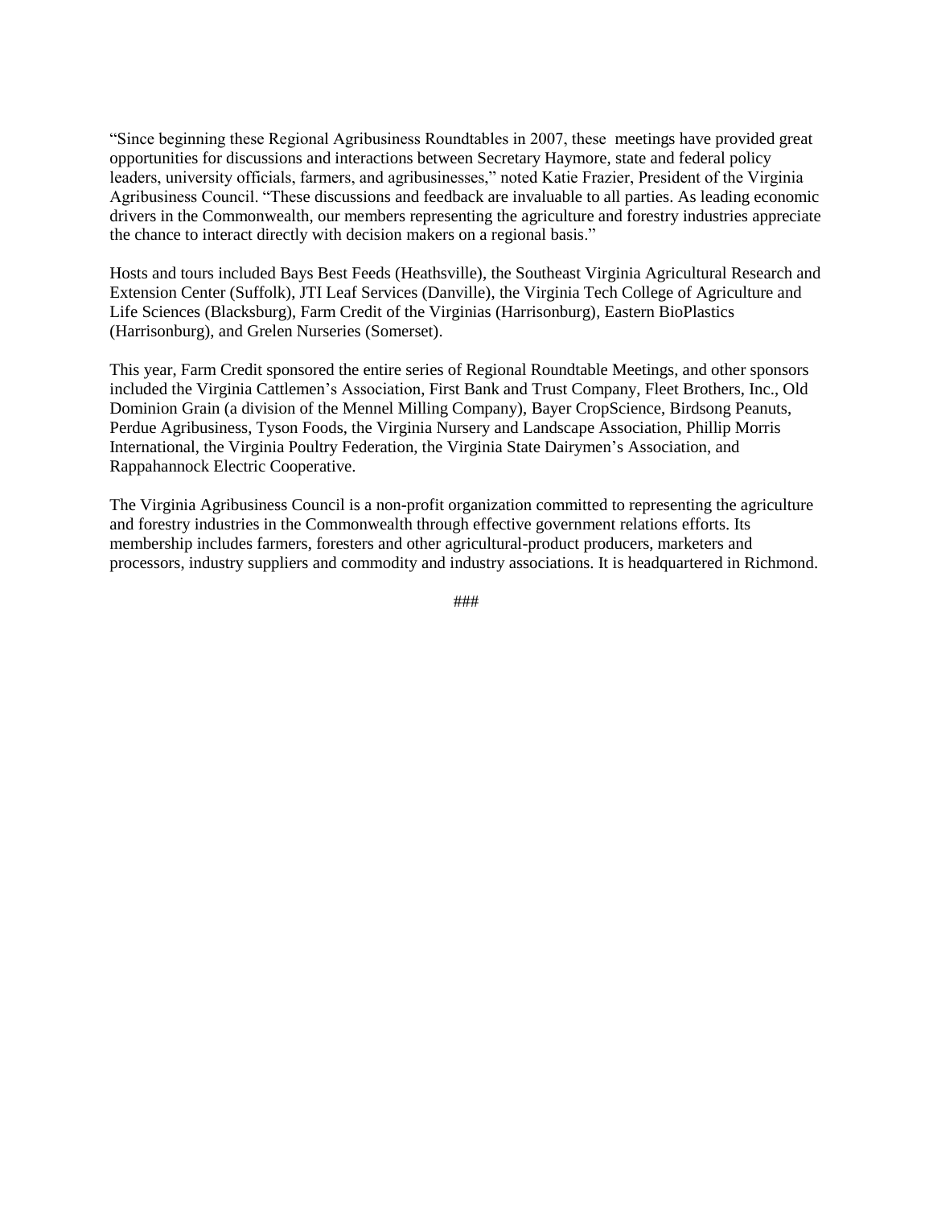"Since beginning these Regional Agribusiness Roundtables in 2007, these meetings have provided great opportunities for discussions and interactions between Secretary Haymore, state and federal policy leaders, university officials, farmers, and agribusinesses," noted Katie Frazier, President of the Virginia Agribusiness Council. "These discussions and feedback are invaluable to all parties. As leading economic drivers in the Commonwealth, our members representing the agriculture and forestry industries appreciate the chance to interact directly with decision makers on a regional basis."

Hosts and tours included Bays Best Feeds (Heathsville), the Southeast Virginia Agricultural Research and Extension Center (Suffolk), JTI Leaf Services (Danville), the Virginia Tech College of Agriculture and Life Sciences (Blacksburg), Farm Credit of the Virginias (Harrisonburg), Eastern BioPlastics (Harrisonburg), and Grelen Nurseries (Somerset).

This year, Farm Credit sponsored the entire series of Regional Roundtable Meetings, and other sponsors included the Virginia Cattlemen's Association, First Bank and Trust Company, Fleet Brothers, Inc., Old Dominion Grain (a division of the Mennel Milling Company), Bayer CropScience, Birdsong Peanuts, Perdue Agribusiness, Tyson Foods, the Virginia Nursery and Landscape Association, Phillip Morris International, the Virginia Poultry Federation, the Virginia State Dairymen's Association, and Rappahannock Electric Cooperative.

The Virginia Agribusiness Council is a non-profit organization committed to representing the agriculture and forestry industries in the Commonwealth through effective government relations efforts. Its membership includes farmers, foresters and other agricultural-product producers, marketers and processors, industry suppliers and commodity and industry associations. It is headquartered in Richmond.

###